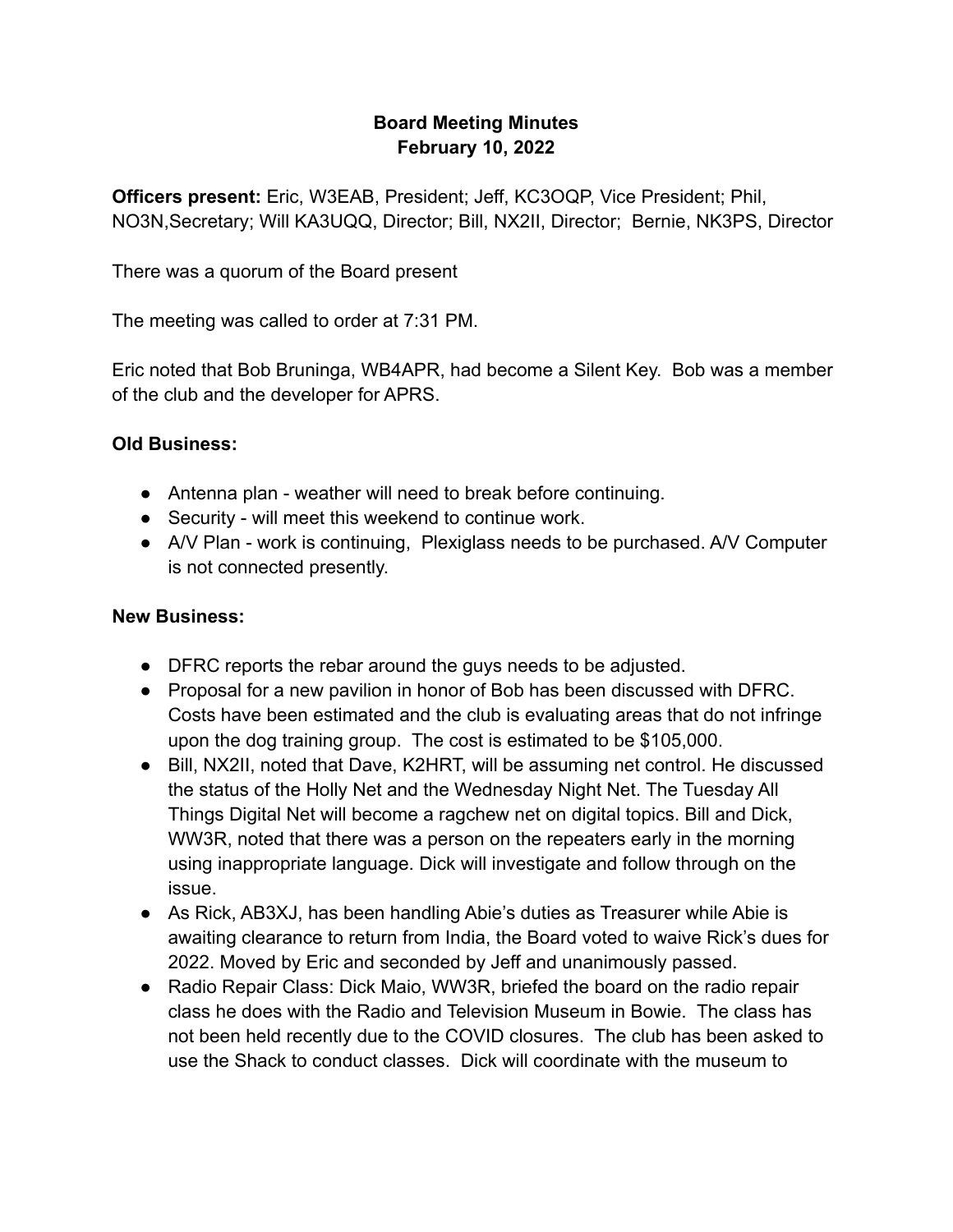# Board Meeting Minutes
## February 10, 2022

**Officers present:** Eric, W3EAB, President; Jeff, KC3OQP, Vice President; Phil, NO3N,Secretary; Will KA3UQQ, Director; Bill, NX2II, Director; Bernie, NK3PS, Director

There was a quorum of the Board present

The meeting was called to order at 7:31 PM.

Eric noted that Bob Bruninga, WB4APR, had become a Silent Key. Bob was a member of the club and the developer for APRS.

**Old Business:**

- Antenna plan - weather will need to break before continuing.
- Security - will meet this weekend to continue work.
- A/V Plan - work is continuing, Plexiglass needs to be purchased. A/V Computer is not connected presently.

**New Business:**

- DFRC reports the rebar around the guys needs to be adjusted.
- Proposal for a new pavilion in honor of Bob has been discussed with DFRC. Costs have been estimated and the club is evaluating areas that do not infringe upon the dog training group. The cost is estimated to be $105,000.
- Bill, NX2II, noted that Dave, K2HRT, will be assuming net control. He discussed the status of the Holly Net and the Wednesday Night Net. The Tuesday All Things Digital Net will become a ragchew net on digital topics. Bill and Dick, WW3R, noted that there was a person on the repeaters early in the morning using inappropriate language. Dick will investigate and follow through on the issue.
- As Rick, AB3XJ, has been handling Abie's duties as Treasurer while Abie is awaiting clearance to return from India, the Board voted to waive Rick's dues for 2022. Moved by Eric and seconded by Jeff and unanimously passed.
- Radio Repair Class: Dick Maio, WW3R, briefed the board on the radio repair class he does with the Radio and Television Museum in Bowie. The class has not been held recently due to the COVID closures. The club has been asked to use the Shack to conduct classes. Dick will coordinate with the museum to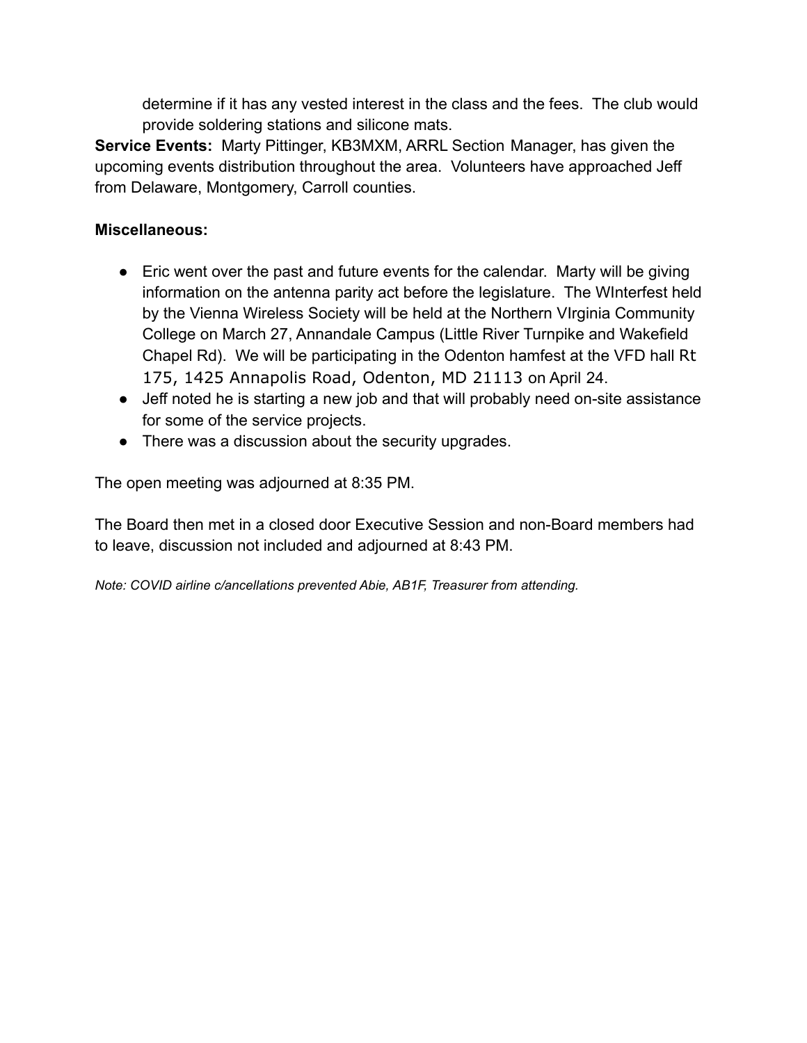determine if it has any vested interest in the class and the fees. The club would provide soldering stations and silicone mats.

**Service Events:** Marty Pittinger, KB3MXM, ARRL Section Manager, has given the upcoming events distribution throughout the area. Volunteers have approached Jeff from Delaware, Montgomery, Carroll counties.

**Miscellaneous:**

- Eric went over the past and future events for the calendar. Marty will be giving information on the antenna parity act before the legislature. The WInterfest held by the Vienna Wireless Society will be held at the Northern VIrginia Community College on March 27, Annandale Campus (Little River Turnpike and Wakefield Chapel Rd). We will be participating in the Odenton hamfest at the VFD hall Rt 175, 1425 Annapolis Road, Odenton, MD 21113 on April 24.
- Jeff noted he is starting a new job and that will probably need on-site assistance for some of the service projects.
- There was a discussion about the security upgrades.

The open meeting was adjourned at 8:35 PM.

The Board then met in a closed door Executive Session and non-Board members had to leave, discussion not included and adjourned at 8:43 PM.

*Note: COVID airline c/ancellations prevented Abie, AB1F, Treasurer from attending.*